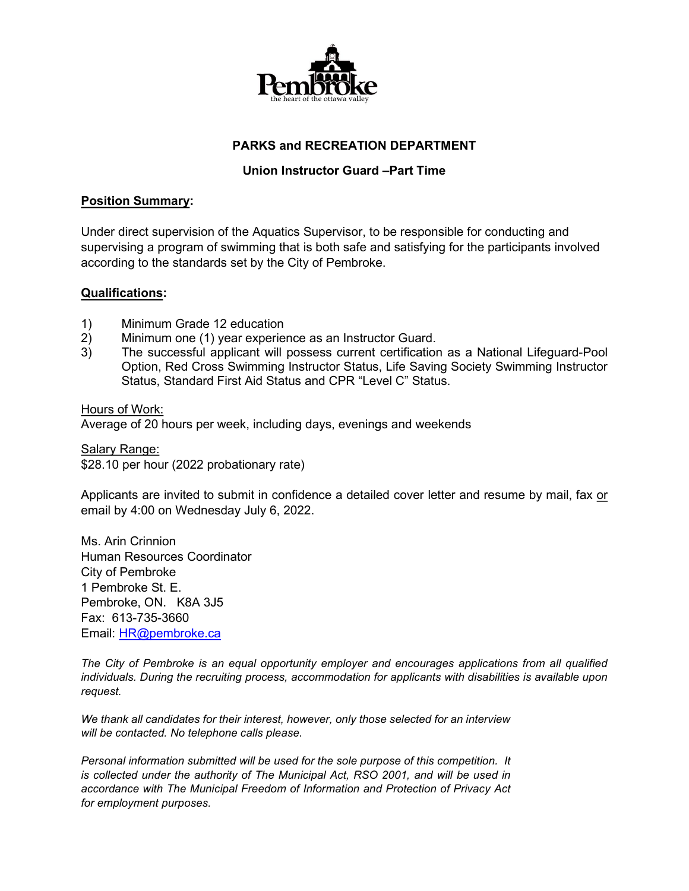Pembroke

the heart of the ottawa valley

## PARKS and RECREATION DEPARTMENT

### Union Instructor Guard –Part Time

**Position Summary:**

Under direct supervision of the Aquatics Supervisor, to be responsible for conducting and supervising a program of swimming that is both safe and satisfying for the participants involved according to the standards set by the City of Pembroke.

**Qualifications:**

1) Minimum Grade 12 education
2) Minimum one (1) year experience as an Instructor Guard.
3) The successful applicant will possess current certification as a National Lifeguard-Pool Option, Red Cross Swimming Instructor Status, Life Saving Society Swimming Instructor Status, Standard First Aid Status and CPR "Level C" Status.

Hours of Work:
Average of 20 hours per week, including days, evenings and weekends

Salary Range:
$28.10 per hour (2022 probationary rate)

Applicants are invited to submit in confidence a detailed cover letter and resume by mail, fax or email by 4:00 on Wednesday July 6, 2022.

Ms. Arin Crinnion
Human Resources Coordinator
City of Pembroke
1 Pembroke St. E.
Pembroke, ON. K8A 3J5
Fax: 613-735-3660
Email: HR@pembroke.ca

*The City of Pembroke is an equal opportunity employer and encourages applications from all qualified individuals. During the recruiting process, accommodation for applicants with disabilities is available upon request.*

*We thank all candidates for their interest, however, only those selected for an interview will be contacted. No telephone calls please.*

*Personal information submitted will be used for the sole purpose of this competition. It is collected under the authority of The Municipal Act, RSO 2001, and will be used in accordance with The Municipal Freedom of Information and Protection of Privacy Act for employment purposes.*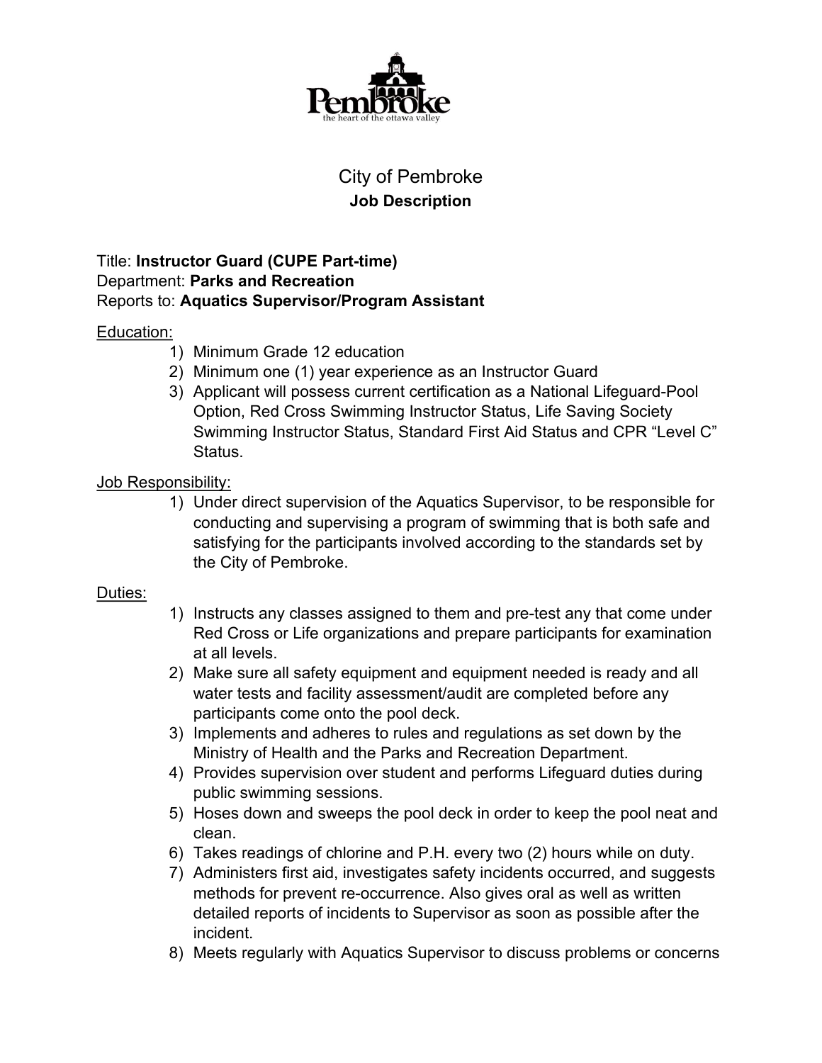# City of Pembroke

## Job Description

Title: **Instructor Guard (CUPE Part-time)**
Department: **Parks and Recreation**
Reports to: **Aquatics Supervisor/Program Assistant**

Education:

1) Minimum Grade 12 education
2) Minimum one (1) year experience as an Instructor Guard
3) Applicant will possess current certification as a National Lifeguard-Pool Option, Red Cross Swimming Instructor Status, Life Saving Society Swimming Instructor Status, Standard First Aid Status and CPR "Level C" Status.

Job Responsibility:

1) Under direct supervision of the Aquatics Supervisor, to be responsible for conducting and supervising a program of swimming that is both safe and satisfying for the participants involved according to the standards set by the City of Pembroke.

Duties:

1) Instructs any classes assigned to them and pre-test any that come under Red Cross or Life organizations and prepare participants for examination at all levels.
2) Make sure all safety equipment and equipment needed is ready and all water tests and facility assessment/audit are completed before any participants come onto the pool deck.
3) Implements and adheres to rules and regulations as set down by the Ministry of Health and the Parks and Recreation Department.
4) Provides supervision over student and performs Lifeguard duties during public swimming sessions.
5) Hoses down and sweeps the pool deck in order to keep the pool neat and clean.
6) Takes readings of chlorine and P.H. every two (2) hours while on duty.
7) Administers first aid, investigates safety incidents occurred, and suggests methods for prevent re-occurrence. Also gives oral as well as written detailed reports of incidents to Supervisor as soon as possible after the incident.
8) Meets regularly with Aquatics Supervisor to discuss problems or concerns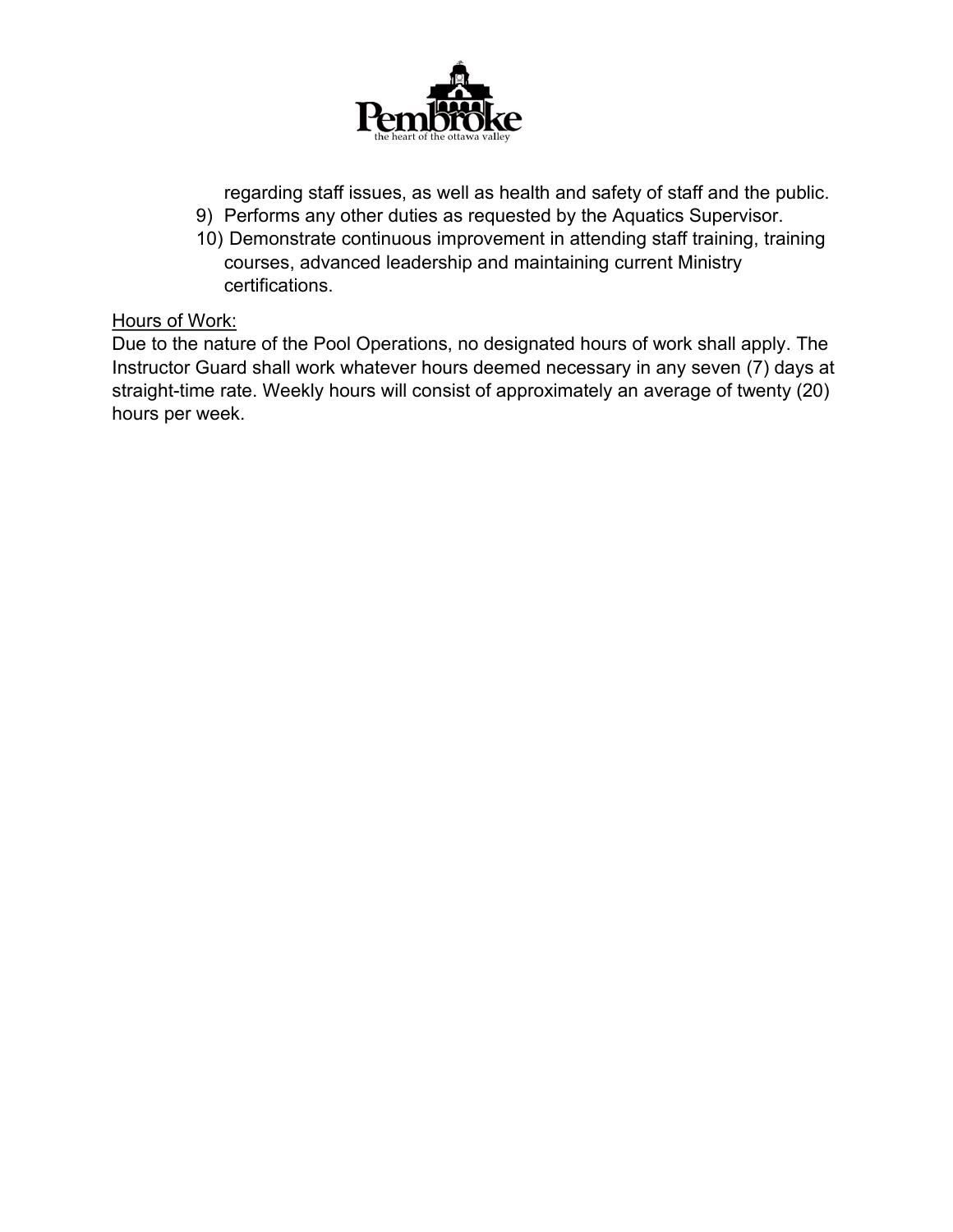regarding staff issues, as well as health and safety of staff and the public.

9) Performs any other duties as requested by the Aquatics Supervisor.
10) Demonstrate continuous improvement in attending staff training, training courses, advanced leadership and maintaining current Ministry certifications.

<u>Hours of Work:</u>

Due to the nature of the Pool Operations, no designated hours of work shall apply. The Instructor Guard shall work whatever hours deemed necessary in any seven (7) days at straight-time rate. Weekly hours will consist of approximately an average of twenty (20) hours per week.